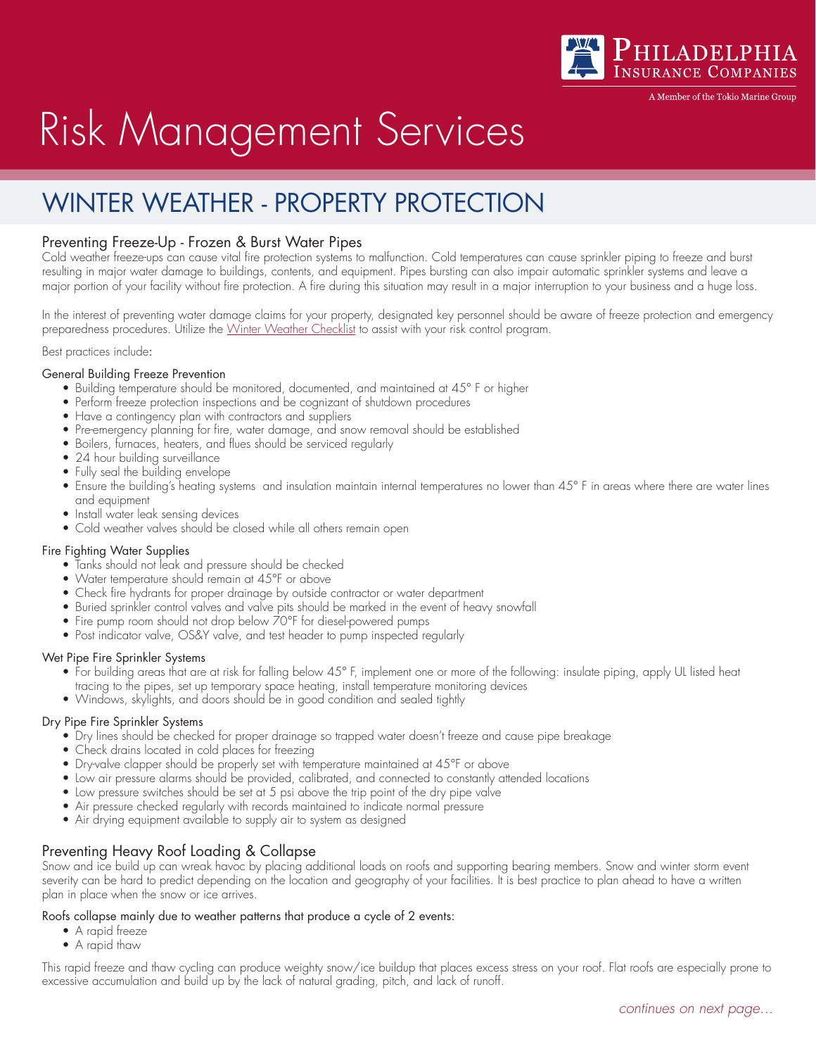# Risk Management Services

## WINTER WEATHER - PROPERTY PROTECTION

### Preventing Freeze-Up - Frozen & Burst Water Pipes

Cold weather freeze-ups can cause vital fire protection systems to malfunction. Cold temperatures can cause sprinkler piping to freeze and burst resulting in major water damage to buildings, contents, and equipment. Pipes bursting can also impair automatic sprinkler systems and leave a major portion of your facility without fire protection. A fire during this situation may result in a major interruption to your business and a huge loss.

In the interest of preventing water damage claims for your property, designated key personnel should be aware of freeze protection and emergency preparedness procedures. Utilize the Winter Weather Checklist to assist with your risk control program.

Best practices include:

#### General Building Freeze Prevention

- Building temperature should be monitored, documented, and maintained at 45° F or higher
- Perform freeze protection inspections and be cognizant of shutdown procedures
- Have a contingency plan with contractors and suppliers
- Pre-emergency planning for fire, water damage, and snow removal should be established
- Boilers, furnaces, heaters, and flues should be serviced regularly
- 24 hour building surveillance
- Fully seal the building envelope
- Ensure the building's heating systems and insulation maintain internal temperatures no lower than 45° F in areas where there are water lines and equipment
- Install water leak sensing devices
- Cold weather valves should be closed while all others remain open

#### Fire Fighting Water Supplies

- Tanks should not leak and pressure should be checked
- Water temperature should remain at 45°F or above
- Check fire hydrants for proper drainage by outside contractor or water department
- Buried sprinkler control valves and valve pits should be marked in the event of heavy snowfall
- Fire pump room should not drop below 70°F for diesel-powered pumps
- Post indicator valve, OS&Y valve, and test header to pump inspected regularly

#### Wet Pipe Fire Sprinkler Systems

- For building areas that are at risk for falling below 45° F, implement one or more of the following: insulate piping, apply UL listed heat tracing to the pipes, set up temporary space heating, install temperature monitoring devices
- Windows, skylights, and doors should be in good condition and sealed tightly

#### Dry Pipe Fire Sprinkler Systems

- Dry lines should be checked for proper drainage so trapped water doesn't freeze and cause pipe breakage
- Check drains located in cold places for freezing
- Dry-valve clapper should be properly set with temperature maintained at 45°F or above
- Low air pressure alarms should be provided, calibrated, and connected to constantly attended locations
- Low pressure switches should be set at 5 psi above the trip point of the dry pipe valve
- Air pressure checked regularly with records maintained to indicate normal pressure
- Air drying equipment available to supply air to system as designed

### Preventing Heavy Roof Loading & Collapse

Snow and ice build up can wreak havoc by placing additional loads on roofs and supporting bearing members. Snow and winter storm event severity can be hard to predict depending on the location and geography of your facilities. It is best practice to plan ahead to have a written plan in place when the snow or ice arrives.

#### Roofs collapse mainly due to weather patterns that produce a cycle of 2 events:

- A rapid freeze
- A rapid thaw

This rapid freeze and thaw cycling can produce weighty snow/ice buildup that places excess stress on your roof. Flat roofs are especially prone to excessive accumulation and build up by the lack of natural grading, pitch, and lack of runoff.

*continues on next page...*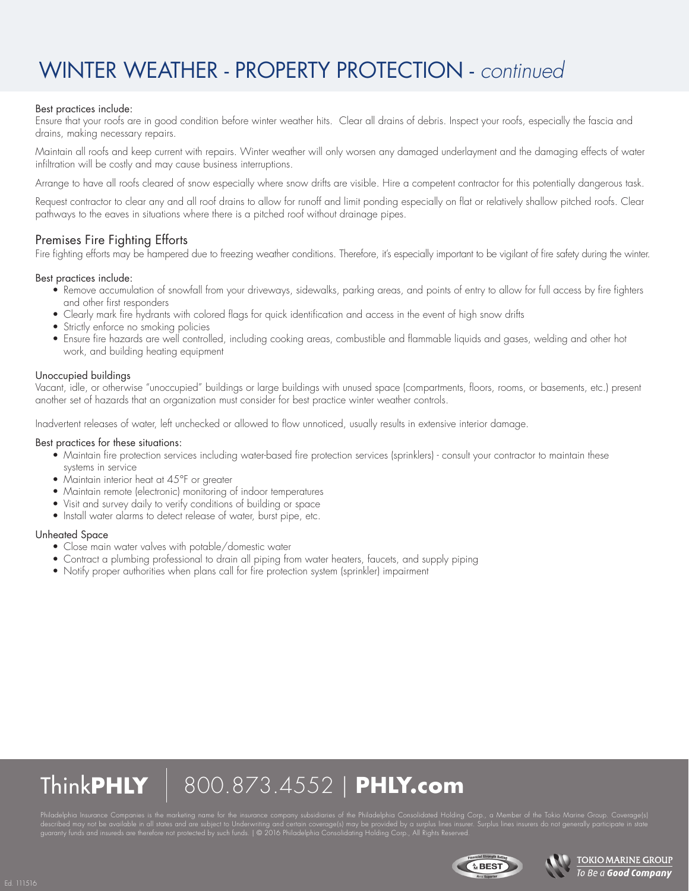# WINTER WEATHER - PROPERTY PROTECTION - *continued*

Best practices include:

Ensure that your roofs are in good condition before winter weather hits. Clear all drains of debris. Inspect your roofs, especially the fascia and drains, making necessary repairs.

Maintain all roofs and keep current with repairs. Winter weather will only worsen any damaged underlayment and the damaging effects of water infiltration will be costly and may cause business interruptions.

Arrange to have all roofs cleared of snow especially where snow drifts are visible. Hire a competent contractor for this potentially dangerous task.

Request contractor to clear any and all roof drains to allow for runoff and limit ponding especially on flat or relatively shallow pitched roofs. Clear pathways to the eaves in situations where there is a pitched roof without drainage pipes.

## Premises Fire Fighting Efforts

Fire fighting efforts may be hampered due to freezing weather conditions. Therefore, it's especially important to be vigilant of fire safety during the winter.

Best practices include:

- Remove accumulation of snowfall from your driveways, sidewalks, parking areas, and points of entry to allow for full access by fire fighters and other first responders
- Clearly mark fire hydrants with colored flags for quick identification and access in the event of high snow drifts
- Strictly enforce no smoking policies
- Ensure fire hazards are well controlled, including cooking areas, combustible and flammable liquids and gases, welding and other hot work, and building heating equipment

### Unoccupied buildings

Vacant, idle, or otherwise "unoccupied" buildings or large buildings with unused space (compartments, floors, rooms, or basements, etc.) present another set of hazards that an organization must consider for best practice winter weather controls.

Inadvertent releases of water, left unchecked or allowed to flow unnoticed, usually results in extensive interior damage.

Best practices for these situations:

- Maintain fire protection services including water-based fire protection services (sprinklers) - consult your contractor to maintain these systems in service
- Maintain interior heat at 45°F or greater
- Maintain remote (electronic) monitoring of indoor temperatures
- Visit and survey daily to verify conditions of building or space
- Install water alarms to detect release of water, burst pipe, etc.

### Unheated Space

- Close main water valves with potable/domestic water
- Contract a plumbing professional to drain all piping from water heaters, faucets, and supply piping
- Notify proper authorities when plans call for fire protection system (sprinkler) impairment

Think**PHLY** | 800.873.4552 | **PHLY.com**

Philadelphia Insurance Companies is the marketing name for the insurance company subsidiaries of the Philadelphia Consolidated Holding Corp., a Member of the Tokio Marine Group. Coverage(s) described may not be available in all states and are subject to Underwriting and certain coverage(s) may be provided by a surplus lines insurer. Surplus lines insurers do not generally participate in state guaranty funds and insureds are therefore not protected by such funds. | © 2016 Philadelphia Consolidating Holding Corp., All Rights Reserved.

Ed. 111516